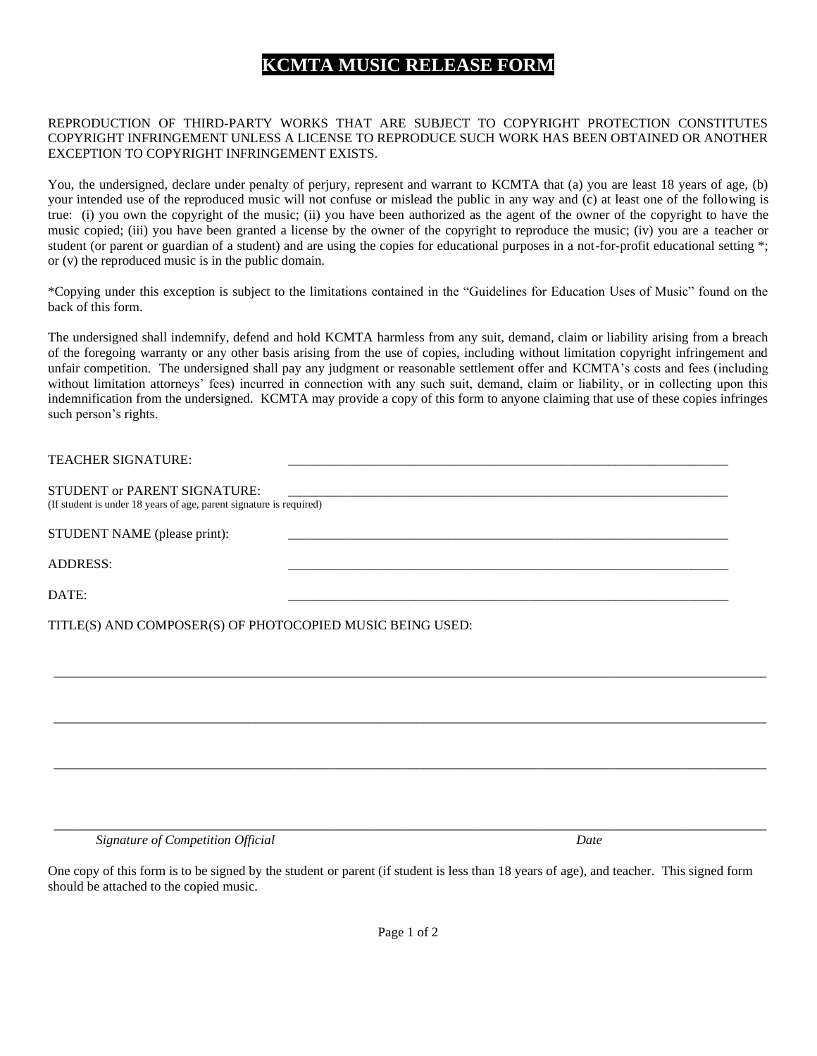# KCMTA MUSIC RELEASE FORM

REPRODUCTION OF THIRD-PARTY WORKS THAT ARE SUBJECT TO COPYRIGHT PROTECTION CONSTITUTES COPYRIGHT INFRINGEMENT UNLESS A LICENSE TO REPRODUCE SUCH WORK HAS BEEN OBTAINED OR ANOTHER EXCEPTION TO COPYRIGHT INFRINGEMENT EXISTS.

You, the undersigned, declare under penalty of perjury, represent and warrant to KCMTA that (a) you are least 18 years of age, (b) your intended use of the reproduced music will not confuse or mislead the public in any way and (c) at least one of the following is true: (i) you own the copyright of the music; (ii) you have been authorized as the agent of the owner of the copyright to have the music copied; (iii) you have been granted a license by the owner of the copyright to reproduce the music; (iv) you are a teacher or student (or parent or guardian of a student) and are using the copies for educational purposes in a not-for-profit educational setting *; or (v) the reproduced music is in the public domain.

*Copying under this exception is subject to the limitations contained in the "Guidelines for Education Uses of Music" found on the back of this form.

The undersigned shall indemnify, defend and hold KCMTA harmless from any suit, demand, claim or liability arising from a breach of the foregoing warranty or any other basis arising from the use of copies, including without limitation copyright infringement and unfair competition. The undersigned shall pay any judgment or reasonable settlement offer and KCMTA's costs and fees (including without limitation attorneys' fees) incurred in connection with any such suit, demand, claim or liability, or in collecting upon this indemnification from the undersigned. KCMTA may provide a copy of this form to anyone claiming that use of these copies infringes such person's rights.

TEACHER SIGNATURE: ______________________________________________

STUDENT or PARENT SIGNATURE: ______________________________________________
(If student is under 18 years of age, parent signature is required)

STUDENT NAME (please print): ______________________________________________

ADDRESS: ______________________________________________

DATE: ______________________________________________

TITLE(S) AND COMPOSER(S) OF PHOTOCOPIED MUSIC BEING USED:

______________________________________________________________________

______________________________________________________________________

______________________________________________________________________

______________________________________________________________________
*Signature of Competition Official* *Date*

One copy of this form is to be signed by the student or parent (if student is less than 18 years of age), and teacher. This signed form should be attached to the copied music.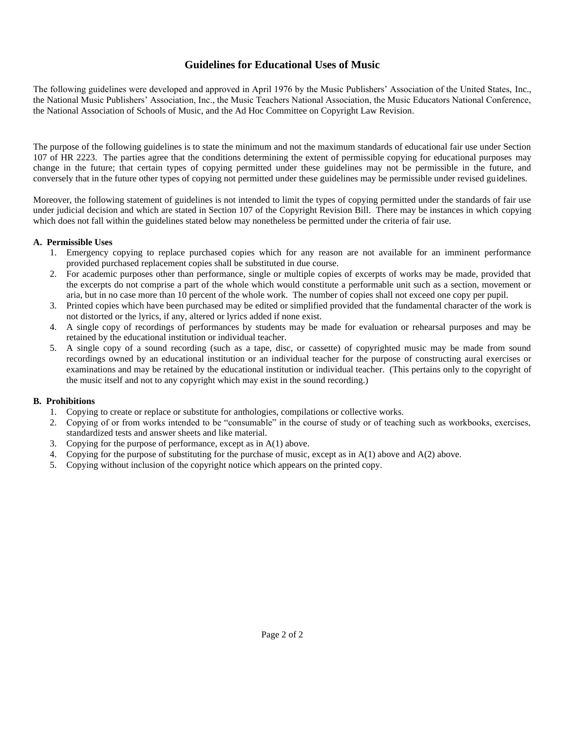# Guidelines for Educational Uses of Music

The following guidelines were developed and approved in April 1976 by the Music Publishers' Association of the United States, Inc., the National Music Publishers' Association, Inc., the Music Teachers National Association, the Music Educators National Conference, the National Association of Schools of Music, and the Ad Hoc Committee on Copyright Law Revision.

The purpose of the following guidelines is to state the minimum and not the maximum standards of educational fair use under Section 107 of HR 2223. The parties agree that the conditions determining the extent of permissible copying for educational purposes may change in the future; that certain types of copying permitted under these guidelines may not be permissible in the future, and conversely that in the future other types of copying not permitted under these guidelines may be permissible under revised guidelines.

Moreover, the following statement of guidelines is not intended to limit the types of copying permitted under the standards of fair use under judicial decision and which are stated in Section 107 of the Copyright Revision Bill. There may be instances in which copying which does not fall within the guidelines stated below may nonetheless be permitted under the criteria of fair use.

**A. Permissible Uses**

1. Emergency copying to replace purchased copies which for any reason are not available for an imminent performance provided purchased replacement copies shall be substituted in due course.
2. For academic purposes other than performance, single or multiple copies of excerpts of works may be made, provided that the excerpts do not comprise a part of the whole which would constitute a performable unit such as a section, movement or aria, but in no case more than 10 percent of the whole work. The number of copies shall not exceed one copy per pupil.
3. Printed copies which have been purchased may be edited or simplified provided that the fundamental character of the work is not distorted or the lyrics, if any, altered or lyrics added if none exist.
4. A single copy of recordings of performances by students may be made for evaluation or rehearsal purposes and may be retained by the educational institution or individual teacher.
5. A single copy of a sound recording (such as a tape, disc, or cassette) of copyrighted music may be made from sound recordings owned by an educational institution or an individual teacher for the purpose of constructing aural exercises or examinations and may be retained by the educational institution or individual teacher. (This pertains only to the copyright of the music itself and not to any copyright which may exist in the sound recording.)

**B. Prohibitions**

1. Copying to create or replace or substitute for anthologies, compilations or collective works.
2. Copying of or from works intended to be "consumable" in the course of study or of teaching such as workbooks, exercises, standardized tests and answer sheets and like material.
3. Copying for the purpose of performance, except as in A(1) above.
4. Copying for the purpose of substituting for the purchase of music, except as in A(1) above and A(2) above.
5. Copying without inclusion of the copyright notice which appears on the printed copy.